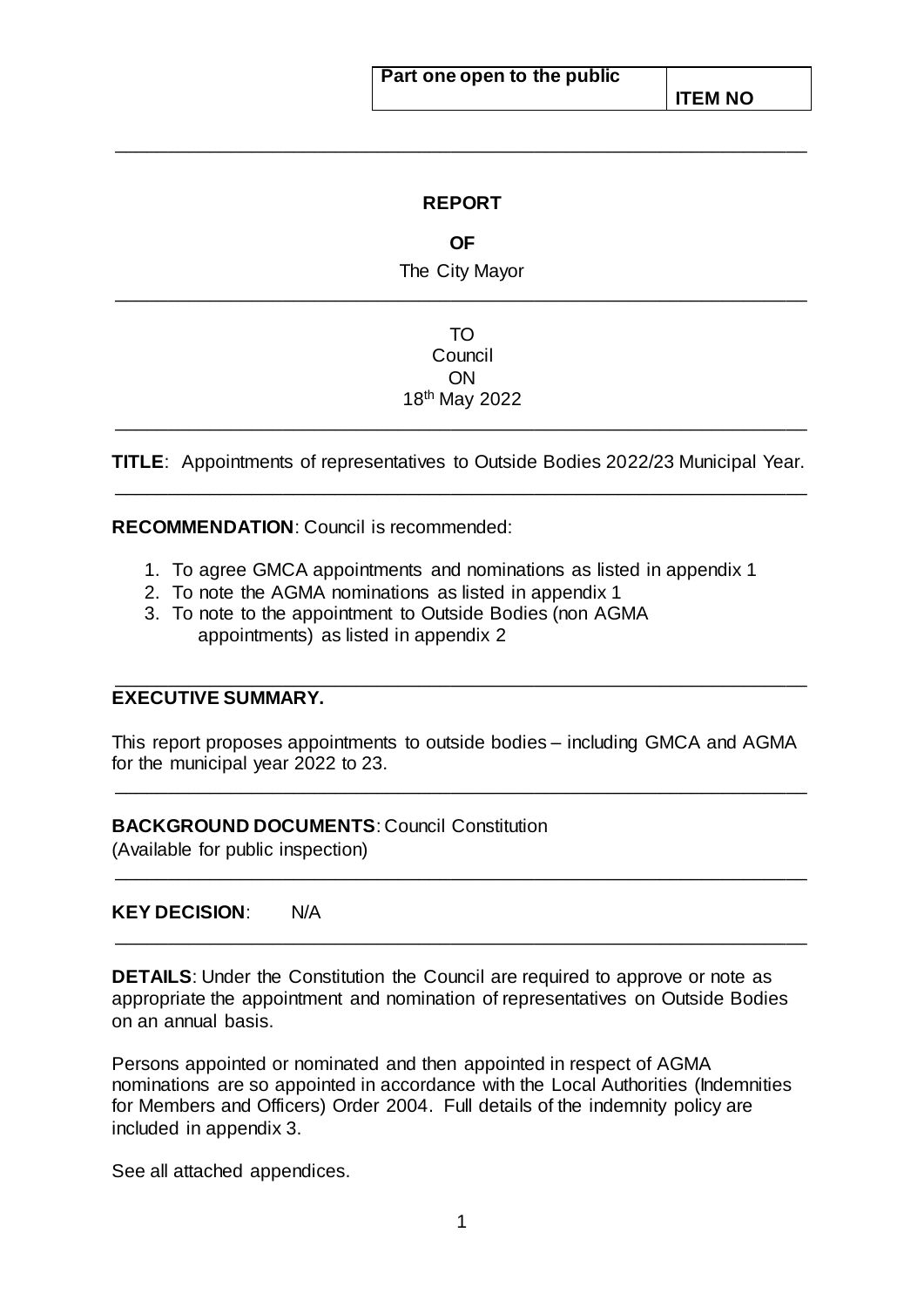| Part one open to the public | ITEM NO |
|---|---|

**REPORT**

**OF**

The City Mayor

TO
Council
ON
18th May 2022

**TITLE**: Appointments of representatives to Outside Bodies 2022/23 Municipal Year.

**RECOMMENDATION**: Council is recommended:

1. To agree GMCA appointments and nominations as listed in appendix 1
2. To note the AGMA nominations as listed in appendix 1
3. To note to the appointment to Outside Bodies (non AGMA appointments) as listed in appendix 2

**EXECUTIVE SUMMARY.**

This report proposes appointments to outside bodies – including GMCA and AGMA for the municipal year 2022 to 23.

**BACKGROUND DOCUMENTS**: Council Constitution
(Available for public inspection)

**KEY DECISION**: N/A

**DETAILS**: Under the Constitution the Council are required to approve or note as appropriate the appointment and nomination of representatives on Outside Bodies on an annual basis.

Persons appointed or nominated and then appointed in respect of AGMA nominations are so appointed in accordance with the Local Authorities (Indemnities for Members and Officers) Order 2004. Full details of the indemnity policy are included in appendix 3.

See all attached appendices.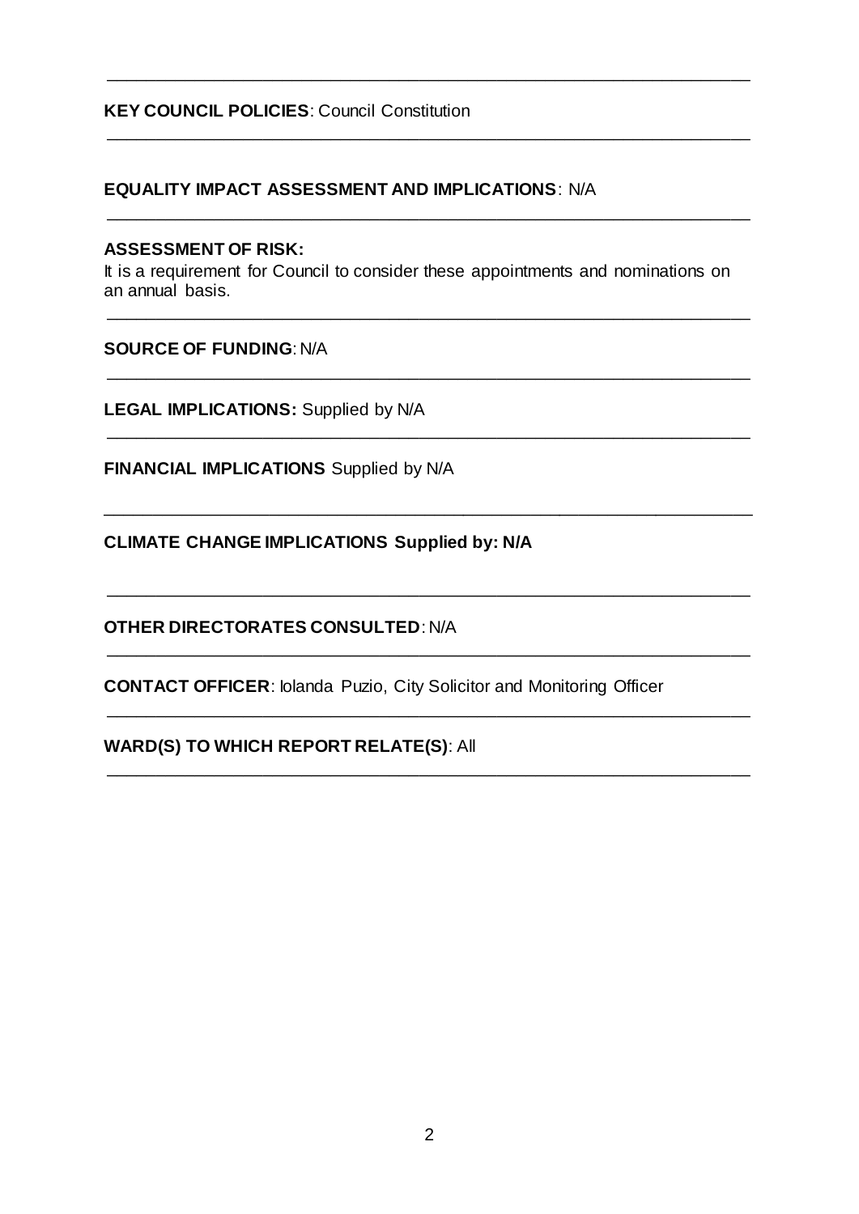---

**KEY COUNCIL POLICIES**: Council Constitution

---

**EQUALITY IMPACT ASSESSMENT AND IMPLICATIONS**: N/A

---

**ASSESSMENT OF RISK:**
It is a requirement for Council to consider these appointments and nominations on an annual basis.

---

**SOURCE OF FUNDING**: N/A

---

**LEGAL IMPLICATIONS:** Supplied by N/A

---

**FINANCIAL IMPLICATIONS** Supplied by N/A

---

**CLIMATE CHANGE IMPLICATIONS Supplied by: N/A**

---

**OTHER DIRECTORATES CONSULTED**: N/A

---

**CONTACT OFFICER**: Iolanda Puzio, City Solicitor and Monitoring Officer

---

**WARD(S) TO WHICH REPORT RELATE(S)**: All

---